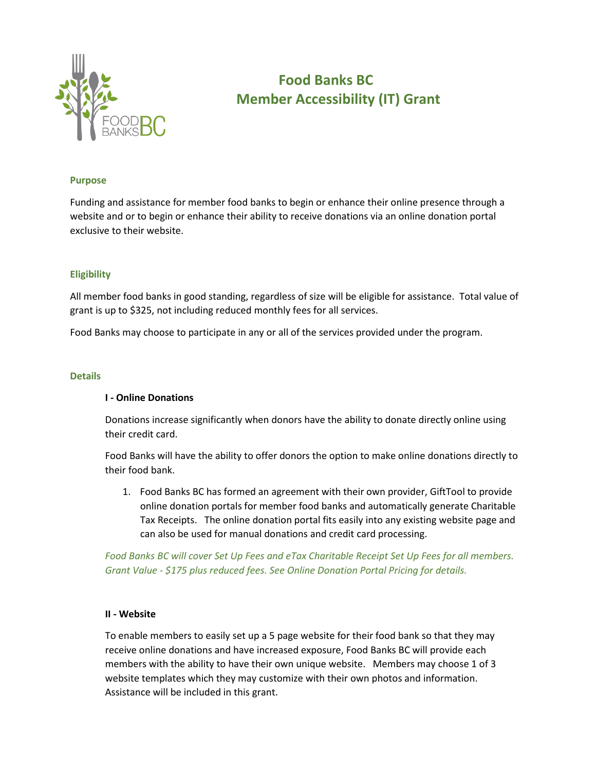# Food Banks BC
# Member Accessibility (IT) Grant

### Purpose

Funding and assistance for member food banks to begin or enhance their online presence through a website and or to begin or enhance their ability to receive donations via an online donation portal exclusive to their website.

### Eligibility

All member food banks in good standing, regardless of size will be eligible for assistance. Total value of grant is up to $325, not including reduced monthly fees for all services.

Food Banks may choose to participate in any or all of the services provided under the program.

### Details

**I - Online Donations**

Donations increase significantly when donors have the ability to donate directly online using their credit card.

Food Banks will have the ability to offer donors the option to make online donations directly to their food bank.

1. Food Banks BC has formed an agreement with their own provider, GiftTool to provide online donation portals for member food banks and automatically generate Charitable Tax Receipts. The online donation portal fits easily into any existing website page and can also be used for manual donations and credit card processing.

*Food Banks BC will cover Set Up Fees and eTax Charitable Receipt Set Up Fees for all members. Grant Value - $175 plus reduced fees. See Online Donation Portal Pricing for details.*

**II - Website**

To enable members to easily set up a 5 page website for their food bank so that they may receive online donations and have increased exposure, Food Banks BC will provide each members with the ability to have their own unique website. Members may choose 1 of 3 website templates which they may customize with their own photos and information. Assistance will be included in this grant.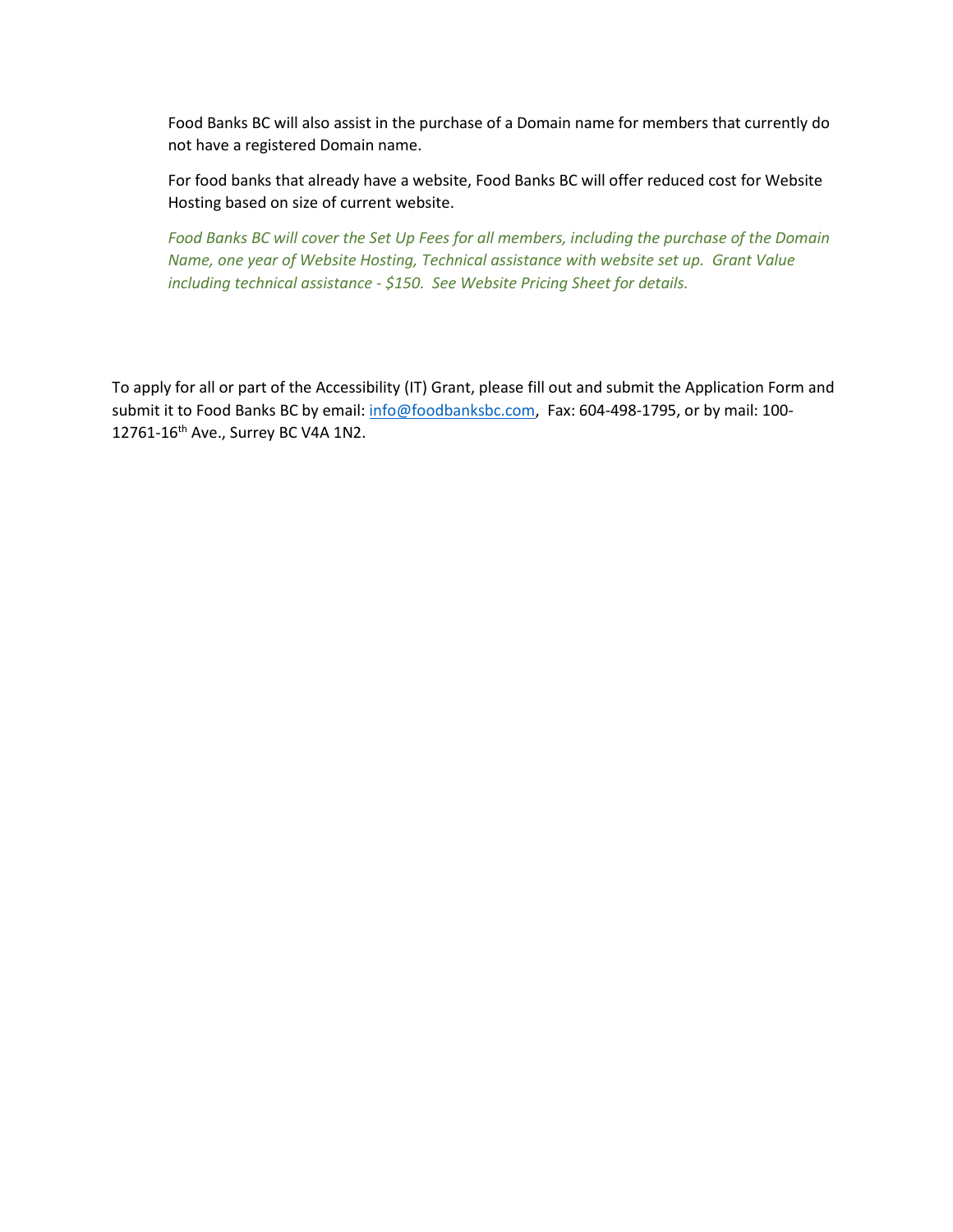Food Banks BC will also assist in the purchase of a Domain name for members that currently do not have a registered Domain name.

For food banks that already have a website, Food Banks BC will offer reduced cost for Website Hosting based on size of current website.

*Food Banks BC will cover the Set Up Fees for all members, including the purchase of the Domain Name, one year of Website Hosting, Technical assistance with website set up. Grant Value including technical assistance - $150. See Website Pricing Sheet for details.*

To apply for all or part of the Accessibility (IT) Grant, please fill out and submit the Application Form and submit it to Food Banks BC by email: info@foodbanksbc.com, Fax: 604-498-1795, or by mail: 100-12761-16th Ave., Surrey BC V4A 1N2.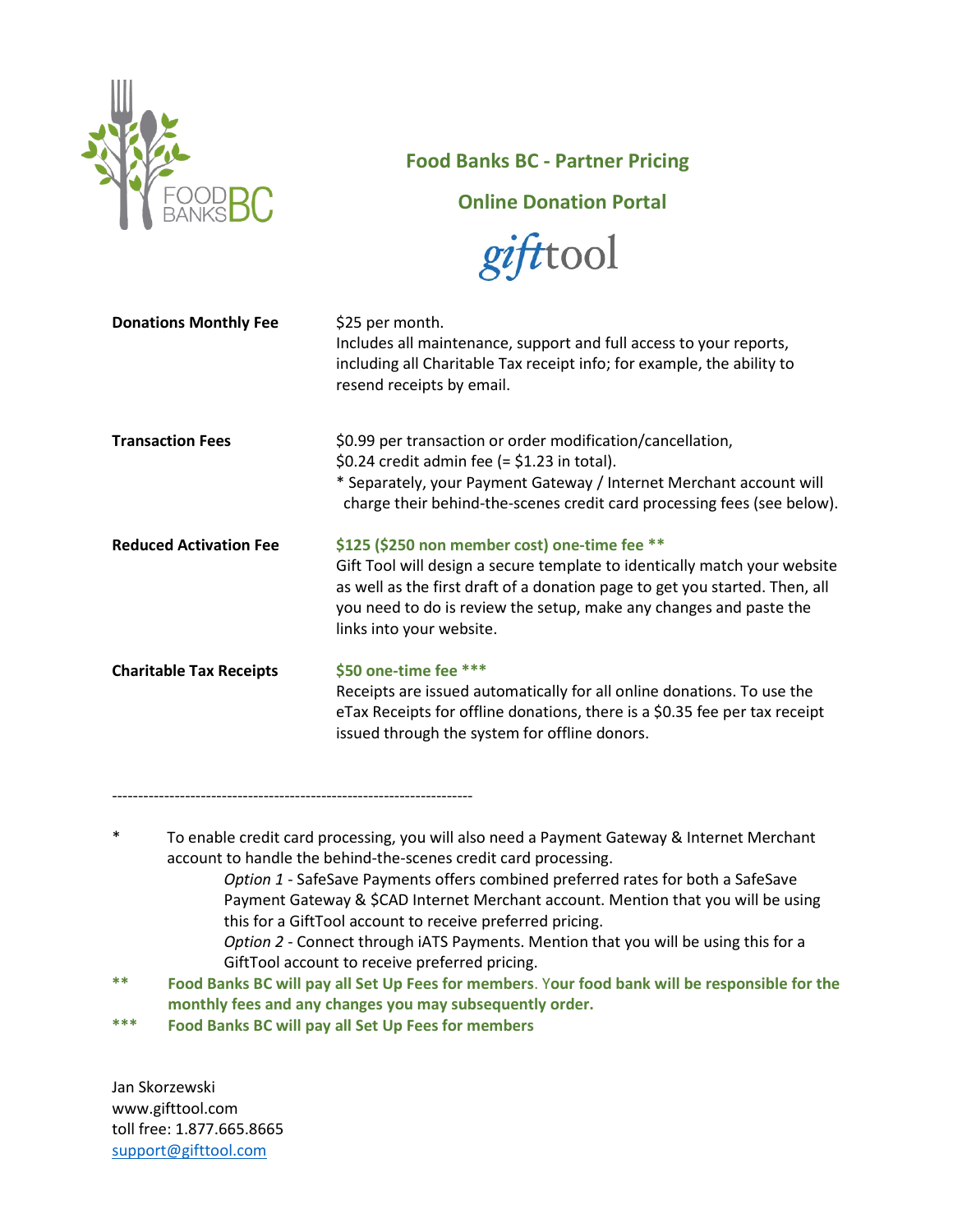## Food Banks BC - Partner Pricing

## Online Donation Portal

gifttool

| | |
|---|---|
| **Donations Monthly Fee** | $25 per month. Includes all maintenance, support and full access to your reports, including all Charitable Tax receipt info; for example, the ability to resend receipts by email. |
| **Transaction Fees** | $0.99 per transaction or order modification/cancellation, $0.24 credit admin fee (= $1.23 in total). * Separately, your Payment Gateway / Internet Merchant account will charge their behind-the-scenes credit card processing fees (see below). |
| **Reduced Activation Fee** | **$125 ($250 non member cost) one-time fee** ** Gift Tool will design a secure template to identically match your website as well as the first draft of a donation page to get you started. Then, all you need to do is review the setup, make any changes and paste the links into your website. |
| **Charitable Tax Receipts** | **$50 one-time fee** *** Receipts are issued automatically for all online donations. To use the eTax Receipts for offline donations, there is a $0.35 fee per tax receipt issued through the system for offline donors. |

---------------------------------------------------------------------

\* To enable credit card processing, you will also need a Payment Gateway & Internet Merchant account to handle the behind-the-scenes credit card processing.

*Option 1* - SafeSave Payments offers combined preferred rates for both a SafeSave Payment Gateway & $CAD Internet Merchant account. Mention that you will be using this for a GiftTool account to receive preferred pricing.

*Option 2* - Connect through iATS Payments. Mention that you will be using this for a GiftTool account to receive preferred pricing.

\*\* **Food Banks BC will pay all Set Up Fees for members. Your food bank will be responsible for the monthly fees and any changes you may subsequently order.**

\*\*\* **Food Banks BC will pay all Set Up Fees for members**

Jan Skorzewski
www.gifttool.com
toll free: 1.877.665.8665
support@gifttool.com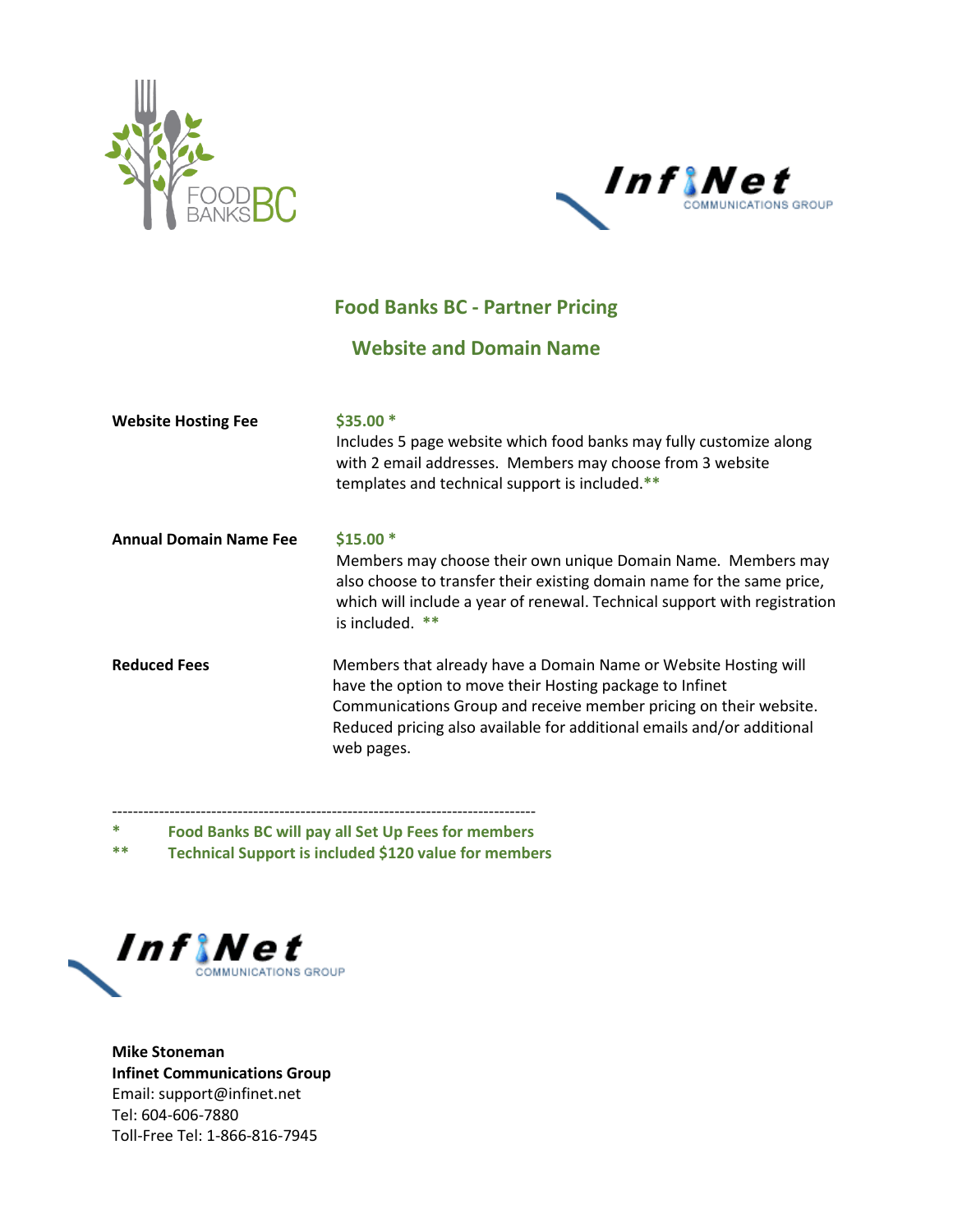## Food Banks BC - Partner Pricing

## Website and Domain Name

| | |
|---|---|
| **Website Hosting Fee** | **$35.00 *** <br> Includes 5 page website which food banks may fully customize along with 2 email addresses. Members may choose from 3 website templates and technical support is included.** |
| **Annual Domain Name Fee** | **$15.00 *** <br> Members may choose their own unique Domain Name. Members may also choose to transfer their existing domain name for the same price, which will include a year of renewal. Technical support with registration is included. ** |
| **Reduced Fees** | Members that already have a Domain Name or Website Hosting will have the option to move their Hosting package to Infinet Communications Group and receive member pricing on their website. Reduced pricing also available for additional emails and/or additional web pages. |

--------------------------------------------------------------------------------

*    **Food Banks BC will pay all Set Up Fees for members**

**   **Technical Support is included $120 value for members**

**Mike Stoneman**
**Infinet Communications Group**
Email: support@infinet.net
Tel: 604-606-7880
Toll-Free Tel: 1-866-816-7945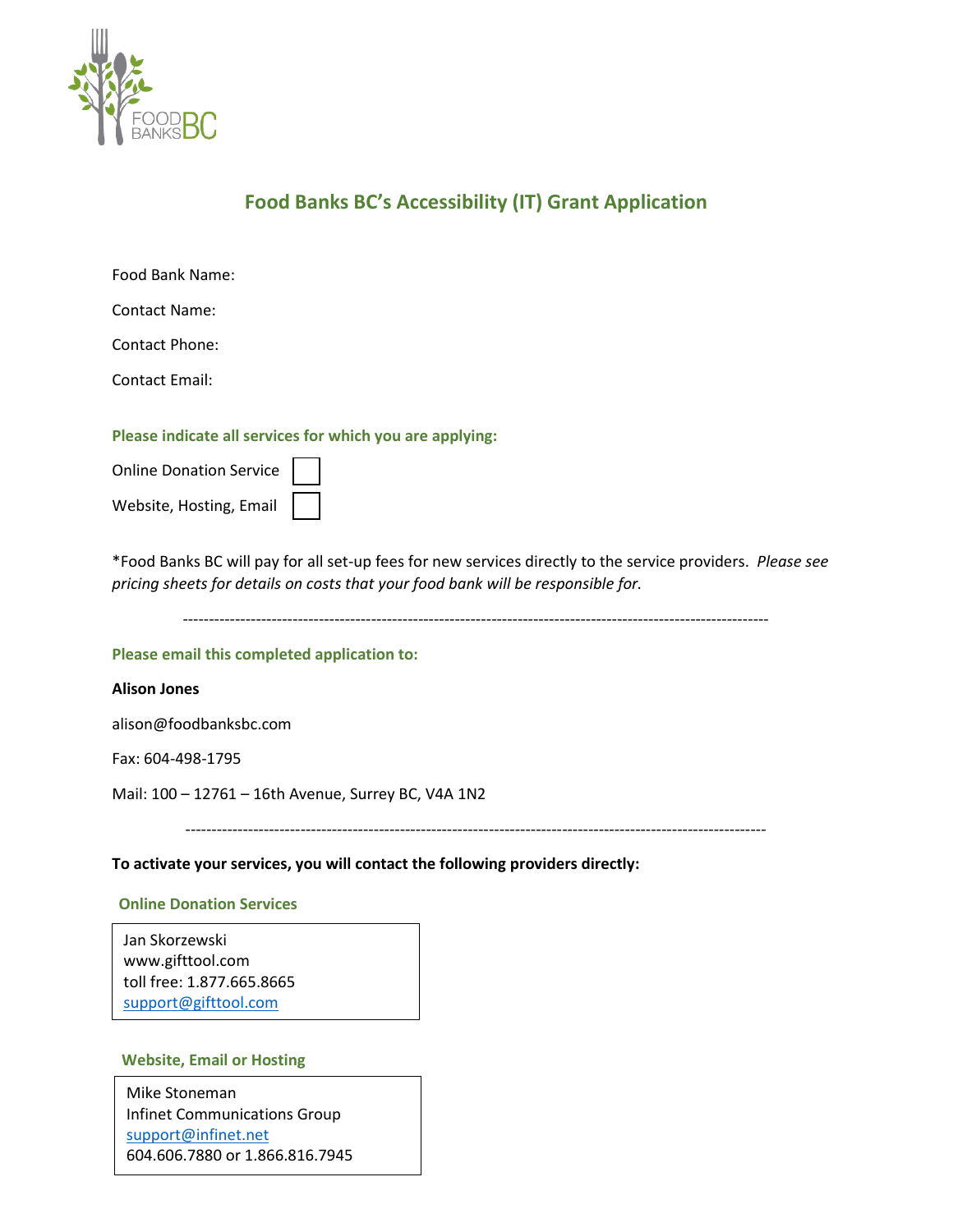# Food Banks BC's Accessibility (IT) Grant Application

Food Bank Name:

Contact Name:

Contact Phone:

Contact Email:

**Please indicate all services for which you are applying:**

Online Donation Service ☐

Website, Hosting, Email ☐

*Food Banks BC will pay for all set-up fees for new services directly to the service providers. *Please see pricing sheets for details on costs that your food bank will be responsible for.*

---

**Please email this completed application to:**

**Alison Jones**

alison@foodbanksbc.com

Fax: 604-498-1795

Mail: 100 – 12761 – 16th Avenue, Surrey BC, V4A 1N2

---

**To activate your services, you will contact the following providers directly:**

**Online Donation Services**

Jan Skorzewski
www.gifttool.com
toll free: 1.877.665.8665
support@gifttool.com

**Website, Email or Hosting**

Mike Stoneman
Infinet Communications Group
support@infinet.net
604.606.7880 or 1.866.816.7945